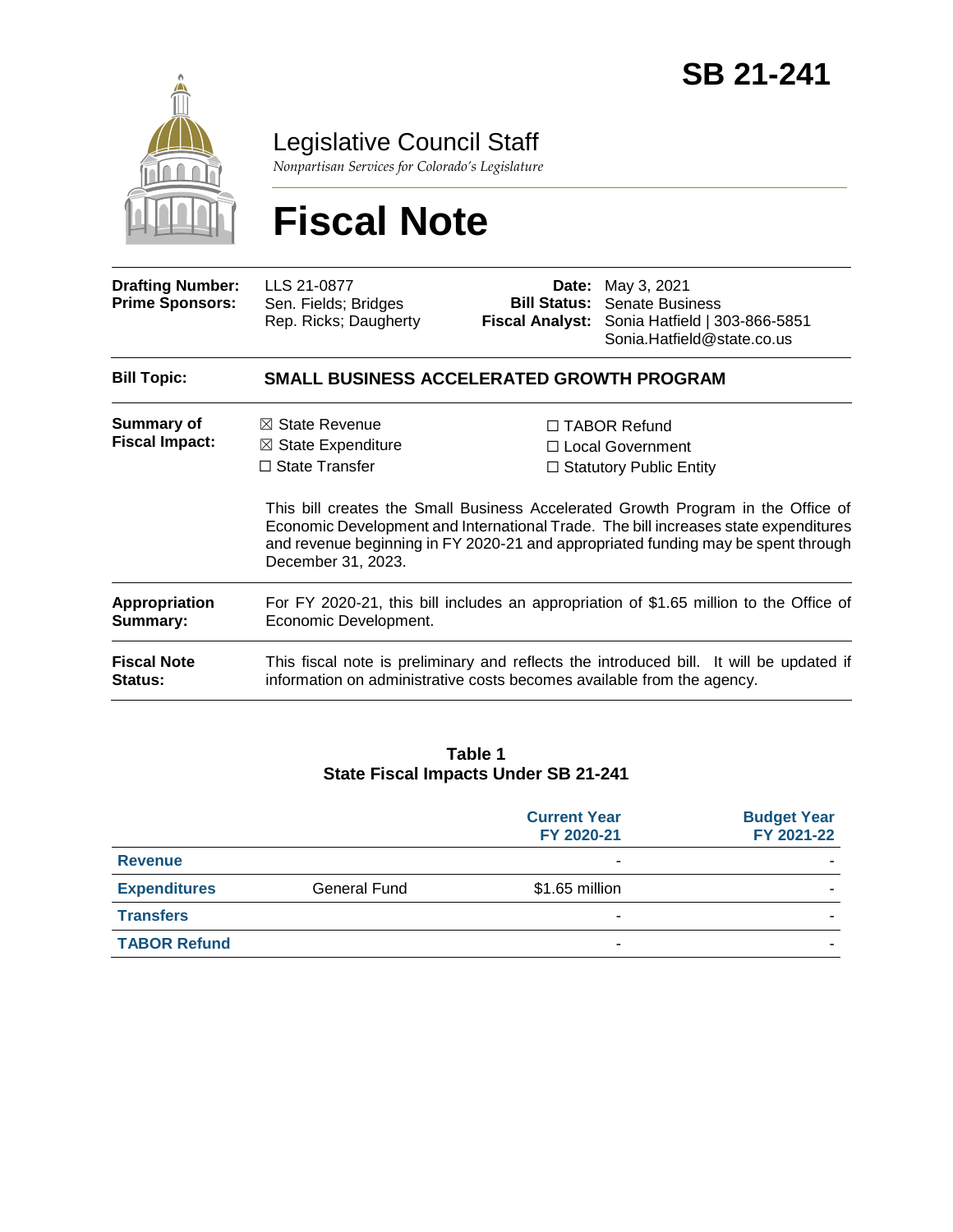# SB 21-241

## Legislative Council Staff

*Nonpartisan Services for Colorado's Legislature*

# Fiscal Note

| | | | |
|---|---|---|---|
| **Drafting Number:** | LLS 21-0877 | **Date:** | May 3, 2021 |
| **Prime Sponsors:** | Sen. Fields; Bridges<br>Rep. Ricks; Daugherty | **Bill Status:** | Senate Business |
| | | **Fiscal Analyst:** | Sonia Hatfield \| 303-866-5851<br>Sonia.Hatfield@state.co.us |

**Bill Topic:** **SMALL BUSINESS ACCELERATED GROWTH PROGRAM**

**Summary of Fiscal Impact:**

- ☒ State Revenue
- ☒ State Expenditure
- ☐ State Transfer
- ☐ TABOR Refund
- ☐ Local Government
- ☐ Statutory Public Entity

This bill creates the Small Business Accelerated Growth Program in the Office of Economic Development and International Trade. The bill increases state expenditures and revenue beginning in FY 2020-21 and appropriated funding may be spent through December 31, 2023.

**Appropriation Summary:** For FY 2020-21, this bill includes an appropriation of $1.65 million to the Office of Economic Development.

**Fiscal Note Status:** This fiscal note is preliminary and reflects the introduced bill. It will be updated if information on administrative costs becomes available from the agency.

**Table 1**
**State Fiscal Impacts Under SB 21-241**

| | | Current Year<br>FY 2020-21 | Budget Year<br>FY 2021-22 |
|---|---|---|---|
| **Revenue** | | - | - |
| **Expenditures** | General Fund | $1.65 million | - |
| **Transfers** | | - | - |
| **TABOR Refund** | | - | - |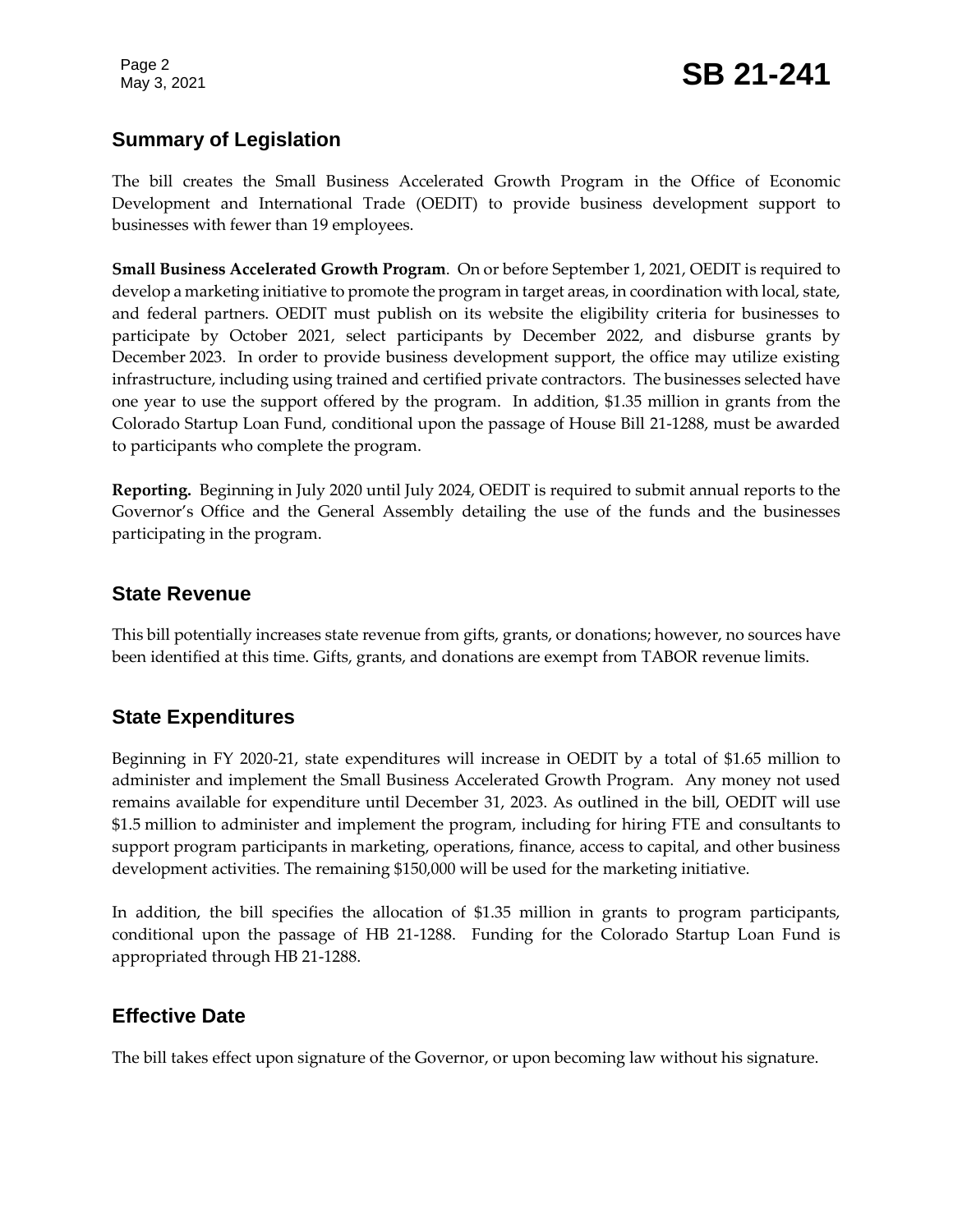## Summary of Legislation

The bill creates the Small Business Accelerated Growth Program in the Office of Economic Development and International Trade (OEDIT) to provide business development support to businesses with fewer than 19 employees.

**Small Business Accelerated Growth Program**. On or before September 1, 2021, OEDIT is required to develop a marketing initiative to promote the program in target areas, in coordination with local, state, and federal partners. OEDIT must publish on its website the eligibility criteria for businesses to participate by October 2021, select participants by December 2022, and disburse grants by December 2023. In order to provide business development support, the office may utilize existing infrastructure, including using trained and certified private contractors. The businesses selected have one year to use the support offered by the program. In addition, $1.35 million in grants from the Colorado Startup Loan Fund, conditional upon the passage of House Bill 21-1288, must be awarded to participants who complete the program.

**Reporting.** Beginning in July 2020 until July 2024, OEDIT is required to submit annual reports to the Governor's Office and the General Assembly detailing the use of the funds and the businesses participating in the program.

## State Revenue

This bill potentially increases state revenue from gifts, grants, or donations; however, no sources have been identified at this time. Gifts, grants, and donations are exempt from TABOR revenue limits.

## State Expenditures

Beginning in FY 2020-21, state expenditures will increase in OEDIT by a total of $1.65 million to administer and implement the Small Business Accelerated Growth Program. Any money not used remains available for expenditure until December 31, 2023. As outlined in the bill, OEDIT will use $1.5 million to administer and implement the program, including for hiring FTE and consultants to support program participants in marketing, operations, finance, access to capital, and other business development activities. The remaining $150,000 will be used for the marketing initiative.

In addition, the bill specifies the allocation of $1.35 million in grants to program participants, conditional upon the passage of HB 21-1288. Funding for the Colorado Startup Loan Fund is appropriated through HB 21-1288.

## Effective Date

The bill takes effect upon signature of the Governor, or upon becoming law without his signature.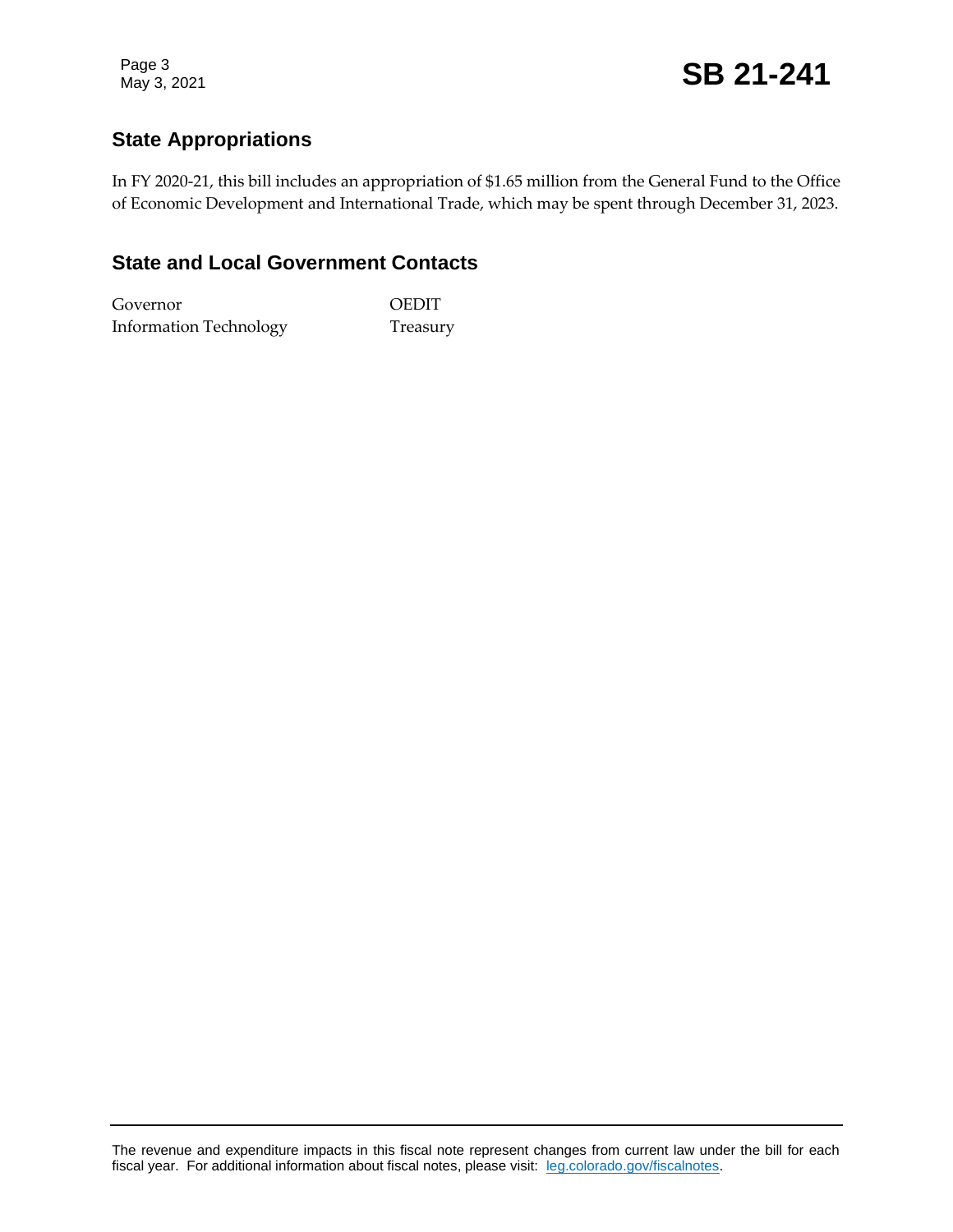## State Appropriations

In FY 2020-21, this bill includes an appropriation of $1.65 million from the General Fund to the Office of Economic Development and International Trade, which may be spent through December 31, 2023.

## State and Local Government Contacts

| | |
|---|---|
| Governor | OEDIT |
| Information Technology | Treasury |

The revenue and expenditure impacts in this fiscal note represent changes from current law under the bill for each fiscal year. For additional information about fiscal notes, please visit: leg.colorado.gov/fiscalnotes.